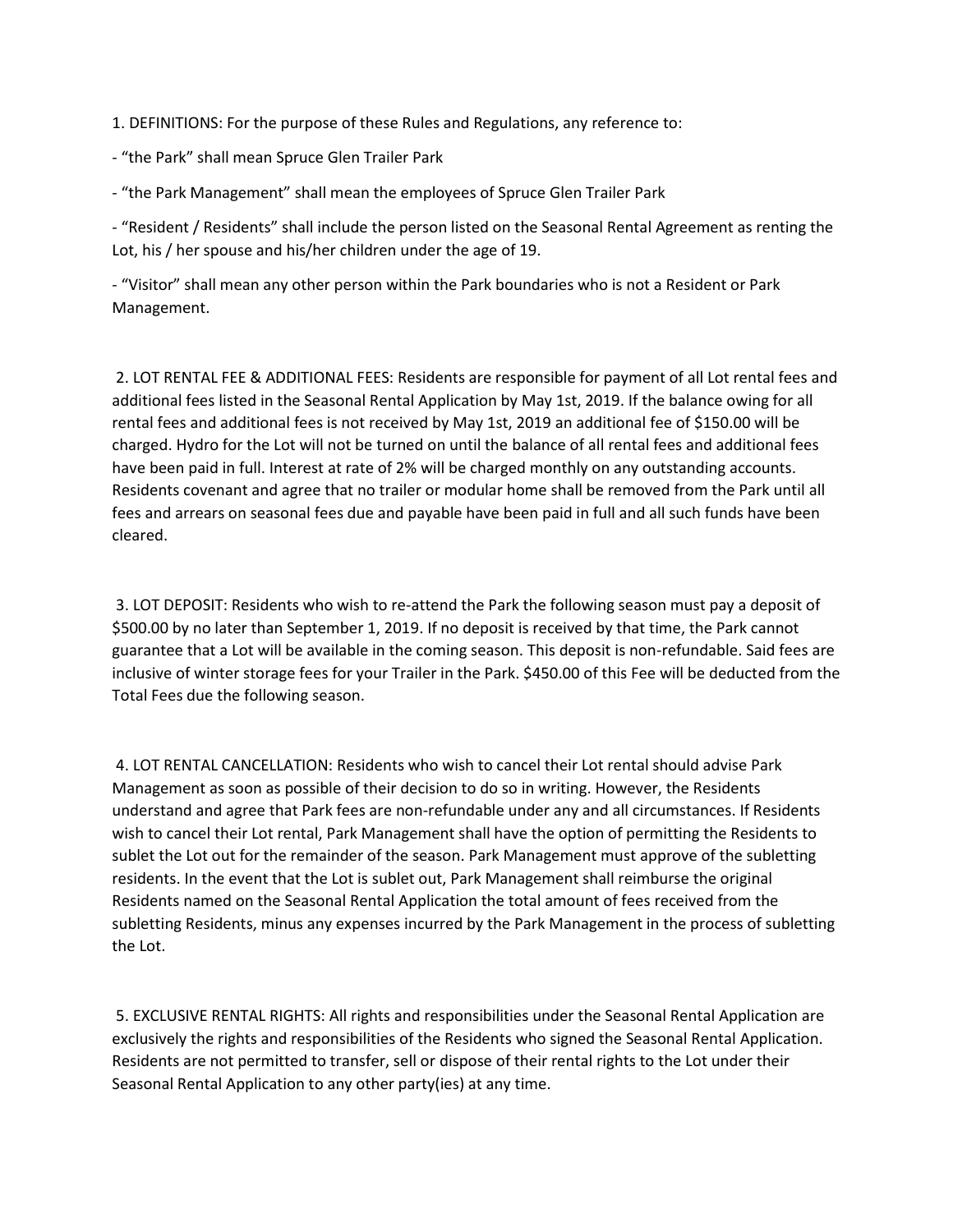1. DEFINITIONS: For the purpose of these Rules and Regulations, any reference to:

- "the Park" shall mean Spruce Glen Trailer Park

- "the Park Management" shall mean the employees of Spruce Glen Trailer Park

- "Resident / Residents" shall include the person listed on the Seasonal Rental Agreement as renting the Lot, his / her spouse and his/her children under the age of 19.

- "Visitor" shall mean any other person within the Park boundaries who is not a Resident or Park Management.

2. LOT RENTAL FEE & ADDITIONAL FEES: Residents are responsible for payment of all Lot rental fees and additional fees listed in the Seasonal Rental Application by May 1st, 2019. If the balance owing for all rental fees and additional fees is not received by May 1st, 2019 an additional fee of $150.00 will be charged. Hydro for the Lot will not be turned on until the balance of all rental fees and additional fees have been paid in full. Interest at rate of 2% will be charged monthly on any outstanding accounts. Residents covenant and agree that no trailer or modular home shall be removed from the Park until all fees and arrears on seasonal fees due and payable have been paid in full and all such funds have been cleared.

3. LOT DEPOSIT: Residents who wish to re-attend the Park the following season must pay a deposit of $500.00 by no later than September 1, 2019. If no deposit is received by that time, the Park cannot guarantee that a Lot will be available in the coming season. This deposit is non-refundable. Said fees are inclusive of winter storage fees for your Trailer in the Park. $450.00 of this Fee will be deducted from the Total Fees due the following season.

4. LOT RENTAL CANCELLATION: Residents who wish to cancel their Lot rental should advise Park Management as soon as possible of their decision to do so in writing. However, the Residents understand and agree that Park fees are non-refundable under any and all circumstances. If Residents wish to cancel their Lot rental, Park Management shall have the option of permitting the Residents to sublet the Lot out for the remainder of the season. Park Management must approve of the subletting residents. In the event that the Lot is sublet out, Park Management shall reimburse the original Residents named on the Seasonal Rental Application the total amount of fees received from the subletting Residents, minus any expenses incurred by the Park Management in the process of subletting the Lot.

5. EXCLUSIVE RENTAL RIGHTS: All rights and responsibilities under the Seasonal Rental Application are exclusively the rights and responsibilities of the Residents who signed the Seasonal Rental Application. Residents are not permitted to transfer, sell or dispose of their rental rights to the Lot under their Seasonal Rental Application to any other party(ies) at any time.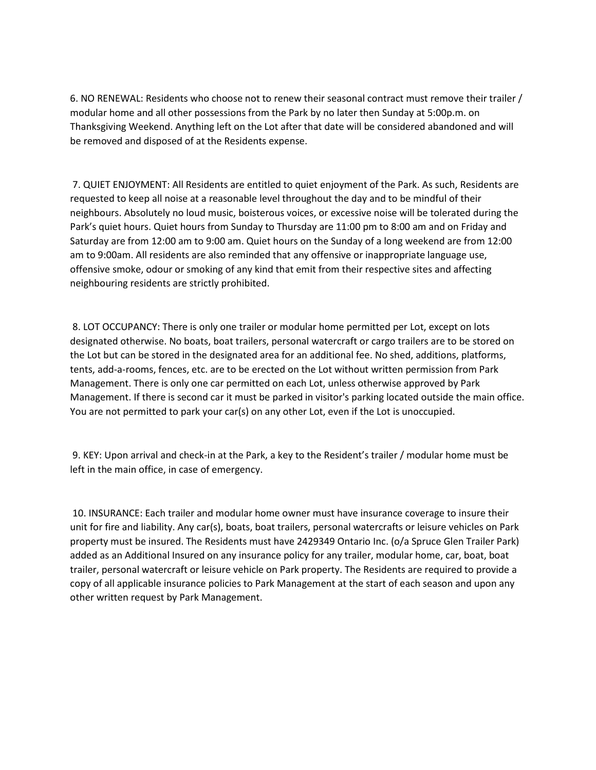6. NO RENEWAL: Residents who choose not to renew their seasonal contract must remove their trailer / modular home and all other possessions from the Park by no later then Sunday at 5:00p.m. on Thanksgiving Weekend. Anything left on the Lot after that date will be considered abandoned and will be removed and disposed of at the Residents expense.

7. QUIET ENJOYMENT: All Residents are entitled to quiet enjoyment of the Park. As such, Residents are requested to keep all noise at a reasonable level throughout the day and to be mindful of their neighbours. Absolutely no loud music, boisterous voices, or excessive noise will be tolerated during the Park's quiet hours. Quiet hours from Sunday to Thursday are 11:00 pm to 8:00 am and on Friday and Saturday are from 12:00 am to 9:00 am. Quiet hours on the Sunday of a long weekend are from 12:00 am to 9:00am. All residents are also reminded that any offensive or inappropriate language use, offensive smoke, odour or smoking of any kind that emit from their respective sites and affecting neighbouring residents are strictly prohibited.

8. LOT OCCUPANCY: There is only one trailer or modular home permitted per Lot, except on lots designated otherwise. No boats, boat trailers, personal watercraft or cargo trailers are to be stored on the Lot but can be stored in the designated area for an additional fee. No shed, additions, platforms, tents, add-a-rooms, fences, etc. are to be erected on the Lot without written permission from Park Management. There is only one car permitted on each Lot, unless otherwise approved by Park Management. If there is second car it must be parked in visitor's parking located outside the main office. You are not permitted to park your car(s) on any other Lot, even if the Lot is unoccupied.

9. KEY: Upon arrival and check-in at the Park, a key to the Resident's trailer / modular home must be left in the main office, in case of emergency.

10. INSURANCE: Each trailer and modular home owner must have insurance coverage to insure their unit for fire and liability. Any car(s), boats, boat trailers, personal watercrafts or leisure vehicles on Park property must be insured. The Residents must have 2429349 Ontario Inc. (o/a Spruce Glen Trailer Park) added as an Additional Insured on any insurance policy for any trailer, modular home, car, boat, boat trailer, personal watercraft or leisure vehicle on Park property. The Residents are required to provide a copy of all applicable insurance policies to Park Management at the start of each season and upon any other written request by Park Management.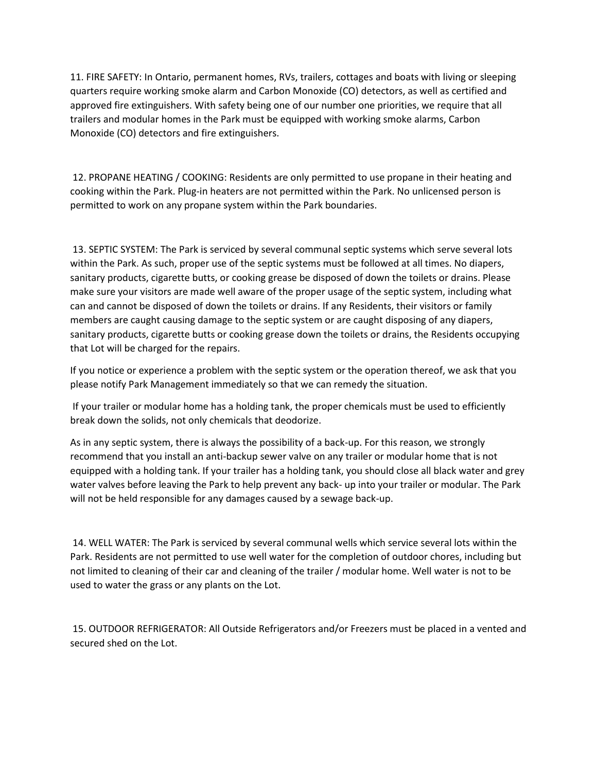11. FIRE SAFETY: In Ontario, permanent homes, RVs, trailers, cottages and boats with living or sleeping quarters require working smoke alarm and Carbon Monoxide (CO) detectors, as well as certified and approved fire extinguishers. With safety being one of our number one priorities, we require that all trailers and modular homes in the Park must be equipped with working smoke alarms, Carbon Monoxide (CO) detectors and fire extinguishers.

12. PROPANE HEATING / COOKING: Residents are only permitted to use propane in their heating and cooking within the Park. Plug-in heaters are not permitted within the Park. No unlicensed person is permitted to work on any propane system within the Park boundaries.

13. SEPTIC SYSTEM: The Park is serviced by several communal septic systems which serve several lots within the Park. As such, proper use of the septic systems must be followed at all times. No diapers, sanitary products, cigarette butts, or cooking grease be disposed of down the toilets or drains. Please make sure your visitors are made well aware of the proper usage of the septic system, including what can and cannot be disposed of down the toilets or drains. If any Residents, their visitors or family members are caught causing damage to the septic system or are caught disposing of any diapers, sanitary products, cigarette butts or cooking grease down the toilets or drains, the Residents occupying that Lot will be charged for the repairs.

If you notice or experience a problem with the septic system or the operation thereof, we ask that you please notify Park Management immediately so that we can remedy the situation.

If your trailer or modular home has a holding tank, the proper chemicals must be used to efficiently break down the solids, not only chemicals that deodorize.

As in any septic system, there is always the possibility of a back-up. For this reason, we strongly recommend that you install an anti-backup sewer valve on any trailer or modular home that is not equipped with a holding tank. If your trailer has a holding tank, you should close all black water and grey water valves before leaving the Park to help prevent any back- up into your trailer or modular. The Park will not be held responsible for any damages caused by a sewage back-up.

14. WELL WATER: The Park is serviced by several communal wells which service several lots within the Park. Residents are not permitted to use well water for the completion of outdoor chores, including but not limited to cleaning of their car and cleaning of the trailer / modular home. Well water is not to be used to water the grass or any plants on the Lot.

15. OUTDOOR REFRIGERATOR: All Outside Refrigerators and/or Freezers must be placed in a vented and secured shed on the Lot.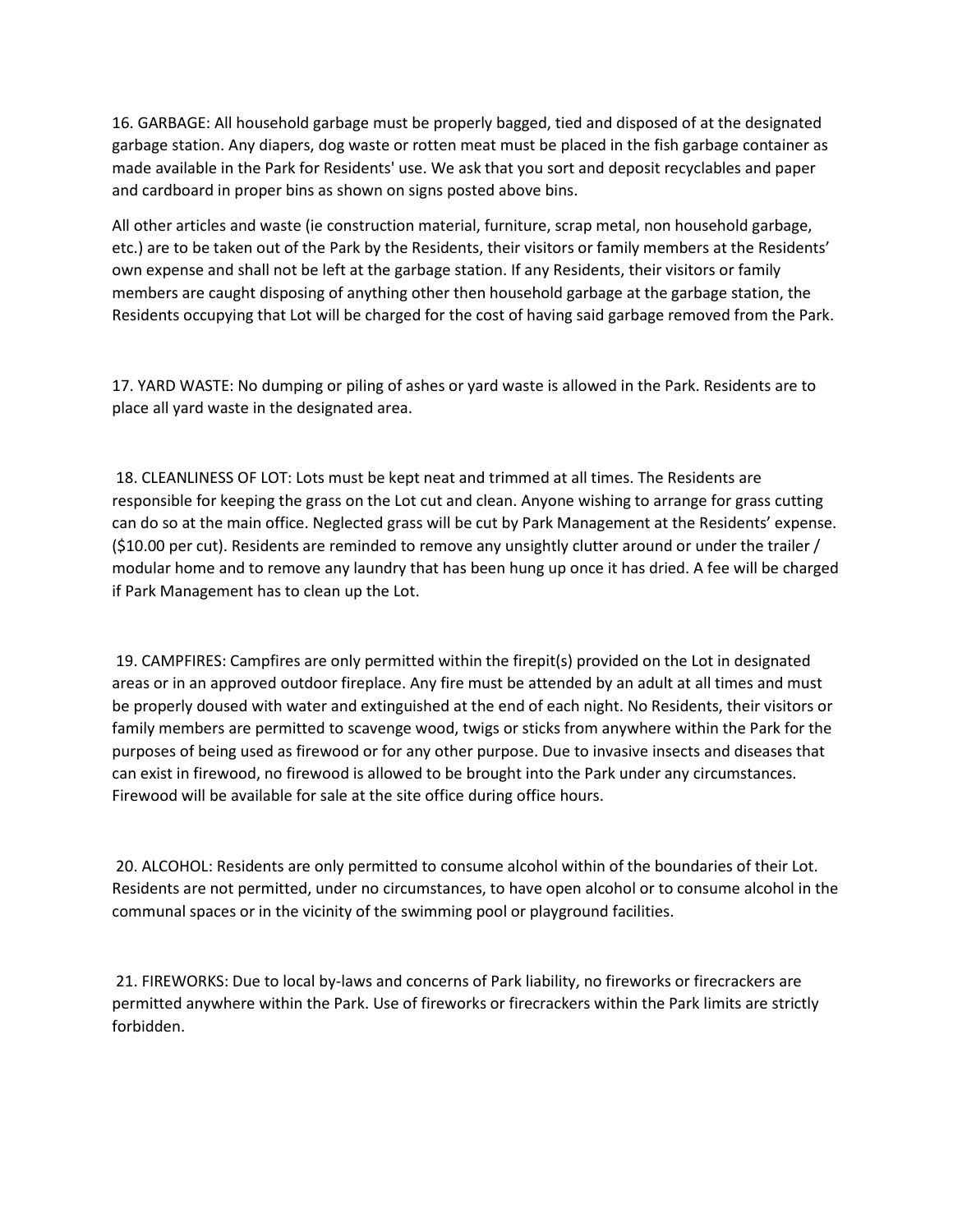16. GARBAGE: All household garbage must be properly bagged, tied and disposed of at the designated garbage station. Any diapers, dog waste or rotten meat must be placed in the fish garbage container as made available in the Park for Residents' use. We ask that you sort and deposit recyclables and paper and cardboard in proper bins as shown on signs posted above bins.

All other articles and waste (ie construction material, furniture, scrap metal, non household garbage, etc.) are to be taken out of the Park by the Residents, their visitors or family members at the Residents' own expense and shall not be left at the garbage station. If any Residents, their visitors or family members are caught disposing of anything other then household garbage at the garbage station, the Residents occupying that Lot will be charged for the cost of having said garbage removed from the Park.

17. YARD WASTE: No dumping or piling of ashes or yard waste is allowed in the Park. Residents are to place all yard waste in the designated area.

18. CLEANLINESS OF LOT: Lots must be kept neat and trimmed at all times. The Residents are responsible for keeping the grass on the Lot cut and clean. Anyone wishing to arrange for grass cutting can do so at the main office. Neglected grass will be cut by Park Management at the Residents' expense. ($10.00 per cut). Residents are reminded to remove any unsightly clutter around or under the trailer / modular home and to remove any laundry that has been hung up once it has dried. A fee will be charged if Park Management has to clean up the Lot.

19. CAMPFIRES: Campfires are only permitted within the firepit(s) provided on the Lot in designated areas or in an approved outdoor fireplace. Any fire must be attended by an adult at all times and must be properly doused with water and extinguished at the end of each night. No Residents, their visitors or family members are permitted to scavenge wood, twigs or sticks from anywhere within the Park for the purposes of being used as firewood or for any other purpose. Due to invasive insects and diseases that can exist in firewood, no firewood is allowed to be brought into the Park under any circumstances. Firewood will be available for sale at the site office during office hours.

20. ALCOHOL: Residents are only permitted to consume alcohol within of the boundaries of their Lot. Residents are not permitted, under no circumstances, to have open alcohol or to consume alcohol in the communal spaces or in the vicinity of the swimming pool or playground facilities.

21. FIREWORKS: Due to local by-laws and concerns of Park liability, no fireworks or firecrackers are permitted anywhere within the Park. Use of fireworks or firecrackers within the Park limits are strictly forbidden.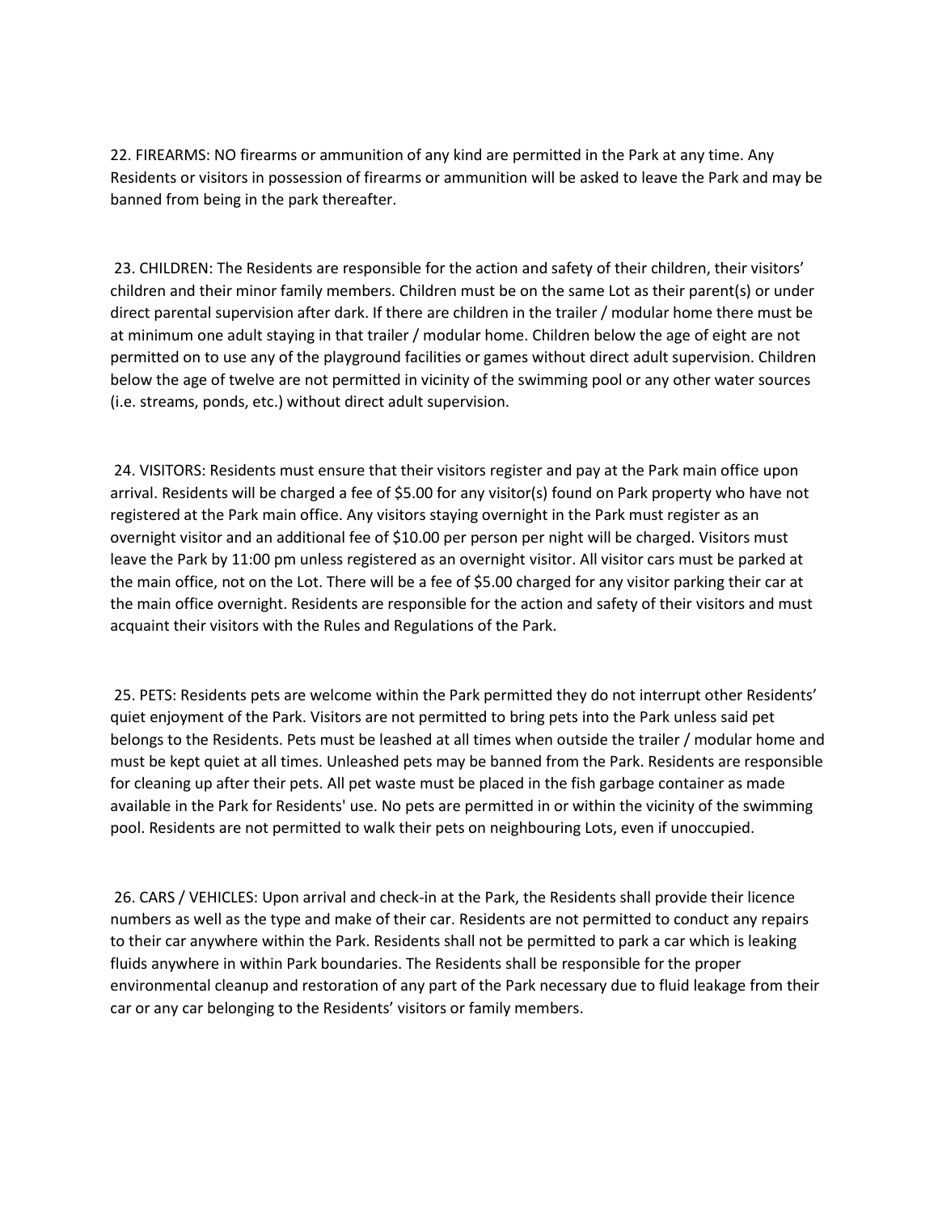22. FIREARMS: NO firearms or ammunition of any kind are permitted in the Park at any time. Any Residents or visitors in possession of firearms or ammunition will be asked to leave the Park and may be banned from being in the park thereafter.

23. CHILDREN: The Residents are responsible for the action and safety of their children, their visitors' children and their minor family members. Children must be on the same Lot as their parent(s) or under direct parental supervision after dark. If there are children in the trailer / modular home there must be at minimum one adult staying in that trailer / modular home. Children below the age of eight are not permitted on to use any of the playground facilities or games without direct adult supervision. Children below the age of twelve are not permitted in vicinity of the swimming pool or any other water sources (i.e. streams, ponds, etc.) without direct adult supervision.

24. VISITORS: Residents must ensure that their visitors register and pay at the Park main office upon arrival. Residents will be charged a fee of $5.00 for any visitor(s) found on Park property who have not registered at the Park main office. Any visitors staying overnight in the Park must register as an overnight visitor and an additional fee of $10.00 per person per night will be charged. Visitors must leave the Park by 11:00 pm unless registered as an overnight visitor. All visitor cars must be parked at the main office, not on the Lot. There will be a fee of $5.00 charged for any visitor parking their car at the main office overnight. Residents are responsible for the action and safety of their visitors and must acquaint their visitors with the Rules and Regulations of the Park.

25. PETS: Residents pets are welcome within the Park permitted they do not interrupt other Residents' quiet enjoyment of the Park. Visitors are not permitted to bring pets into the Park unless said pet belongs to the Residents. Pets must be leashed at all times when outside the trailer / modular home and must be kept quiet at all times. Unleashed pets may be banned from the Park. Residents are responsible for cleaning up after their pets. All pet waste must be placed in the fish garbage container as made available in the Park for Residents' use. No pets are permitted in or within the vicinity of the swimming pool. Residents are not permitted to walk their pets on neighbouring Lots, even if unoccupied.

26. CARS / VEHICLES: Upon arrival and check-in at the Park, the Residents shall provide their licence numbers as well as the type and make of their car. Residents are not permitted to conduct any repairs to their car anywhere within the Park. Residents shall not be permitted to park a car which is leaking fluids anywhere in within Park boundaries. The Residents shall be responsible for the proper environmental cleanup and restoration of any part of the Park necessary due to fluid leakage from their car or any car belonging to the Residents' visitors or family members.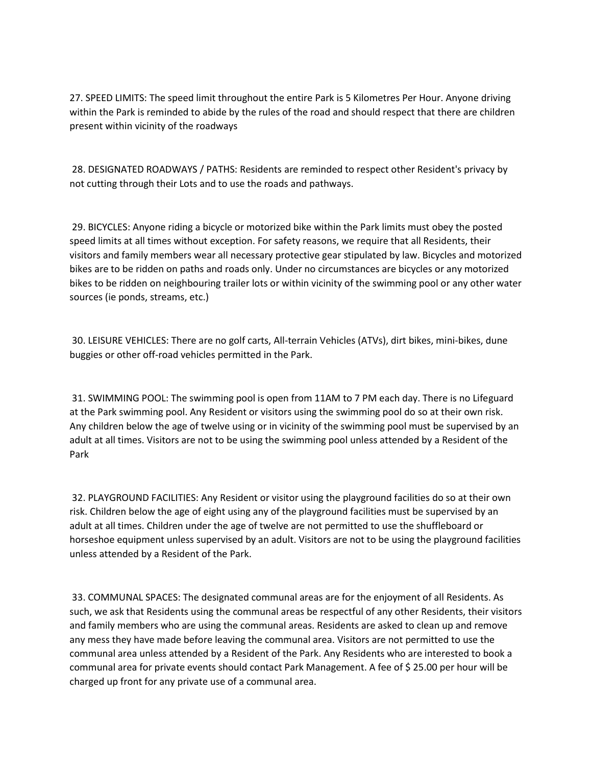27. SPEED LIMITS: The speed limit throughout the entire Park is 5 Kilometres Per Hour. Anyone driving within the Park is reminded to abide by the rules of the road and should respect that there are children present within vicinity of the roadways

28. DESIGNATED ROADWAYS / PATHS: Residents are reminded to respect other Resident's privacy by not cutting through their Lots and to use the roads and pathways.

29. BICYCLES: Anyone riding a bicycle or motorized bike within the Park limits must obey the posted speed limits at all times without exception. For safety reasons, we require that all Residents, their visitors and family members wear all necessary protective gear stipulated by law. Bicycles and motorized bikes are to be ridden on paths and roads only. Under no circumstances are bicycles or any motorized bikes to be ridden on neighbouring trailer lots or within vicinity of the swimming pool or any other water sources (ie ponds, streams, etc.)

30. LEISURE VEHICLES: There are no golf carts, All-terrain Vehicles (ATVs), dirt bikes, mini-bikes, dune buggies or other off-road vehicles permitted in the Park.

31. SWIMMING POOL: The swimming pool is open from 11AM to 7 PM each day. There is no Lifeguard at the Park swimming pool. Any Resident or visitors using the swimming pool do so at their own risk. Any children below the age of twelve using or in vicinity of the swimming pool must be supervised by an adult at all times. Visitors are not to be using the swimming pool unless attended by a Resident of the Park

32. PLAYGROUND FACILITIES: Any Resident or visitor using the playground facilities do so at their own risk. Children below the age of eight using any of the playground facilities must be supervised by an adult at all times. Children under the age of twelve are not permitted to use the shuffleboard or horseshoe equipment unless supervised by an adult. Visitors are not to be using the playground facilities unless attended by a Resident of the Park.

33. COMMUNAL SPACES: The designated communal areas are for the enjoyment of all Residents. As such, we ask that Residents using the communal areas be respectful of any other Residents, their visitors and family members who are using the communal areas. Residents are asked to clean up and remove any mess they have made before leaving the communal area. Visitors are not permitted to use the communal area unless attended by a Resident of the Park. Any Residents who are interested to book a communal area for private events should contact Park Management. A fee of $ 25.00 per hour will be charged up front for any private use of a communal area.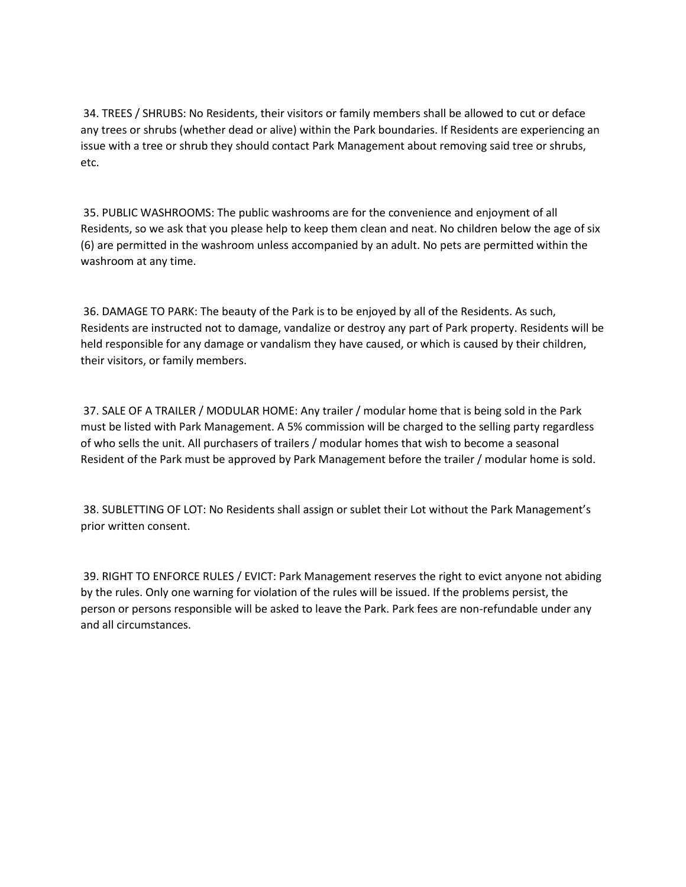34. TREES / SHRUBS: No Residents, their visitors or family members shall be allowed to cut or deface any trees or shrubs (whether dead or alive) within the Park boundaries. If Residents are experiencing an issue with a tree or shrub they should contact Park Management about removing said tree or shrubs, etc.

35. PUBLIC WASHROOMS: The public washrooms are for the convenience and enjoyment of all Residents, so we ask that you please help to keep them clean and neat. No children below the age of six (6) are permitted in the washroom unless accompanied by an adult. No pets are permitted within the washroom at any time.

36. DAMAGE TO PARK: The beauty of the Park is to be enjoyed by all of the Residents. As such, Residents are instructed not to damage, vandalize or destroy any part of Park property. Residents will be held responsible for any damage or vandalism they have caused, or which is caused by their children, their visitors, or family members.

37. SALE OF A TRAILER / MODULAR HOME: Any trailer / modular home that is being sold in the Park must be listed with Park Management. A 5% commission will be charged to the selling party regardless of who sells the unit. All purchasers of trailers / modular homes that wish to become a seasonal Resident of the Park must be approved by Park Management before the trailer / modular home is sold.

38. SUBLETTING OF LOT: No Residents shall assign or sublet their Lot without the Park Management's prior written consent.

39. RIGHT TO ENFORCE RULES / EVICT: Park Management reserves the right to evict anyone not abiding by the rules. Only one warning for violation of the rules will be issued. If the problems persist, the person or persons responsible will be asked to leave the Park. Park fees are non-refundable under any and all circumstances.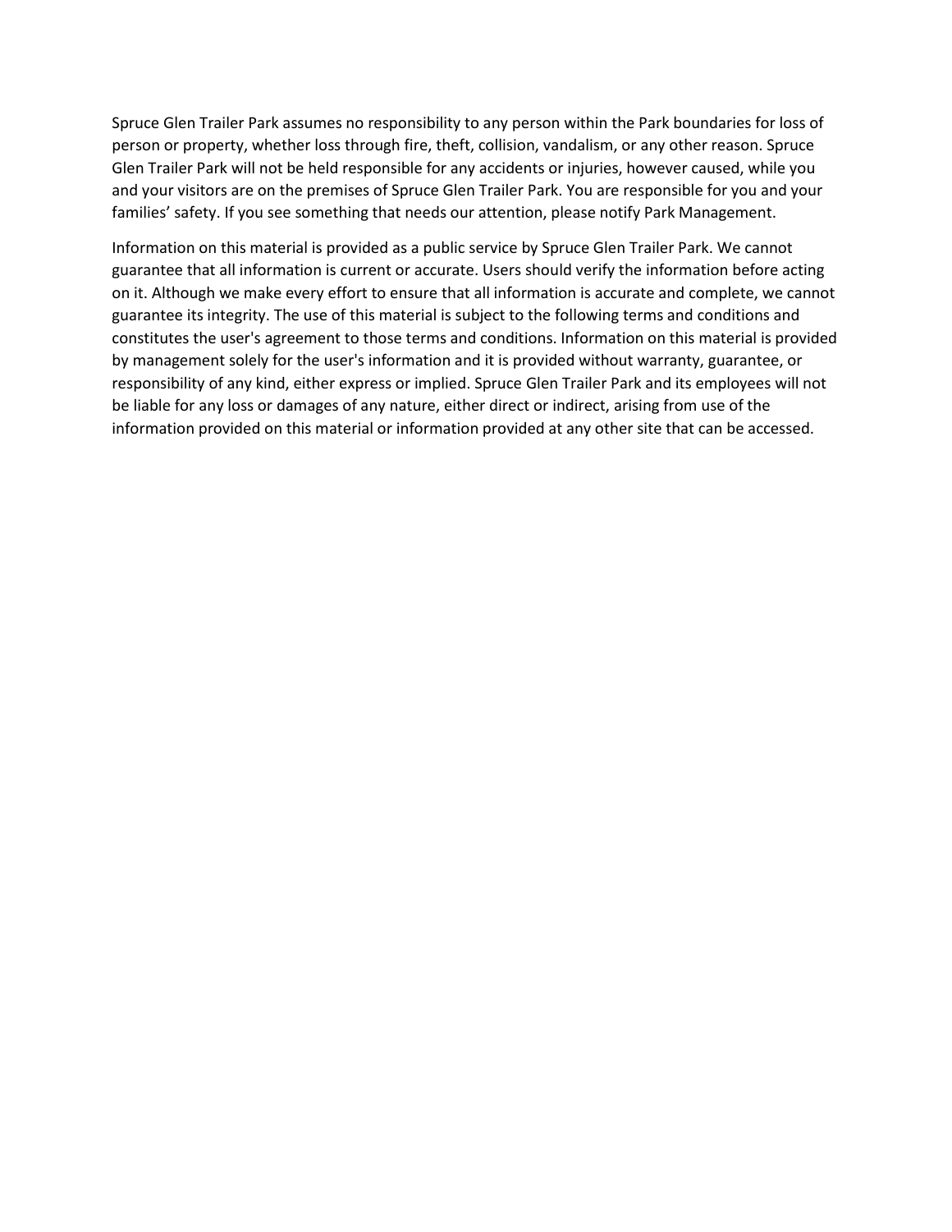Spruce Glen Trailer Park assumes no responsibility to any person within the Park boundaries for loss of person or property, whether loss through fire, theft, collision, vandalism, or any other reason. Spruce Glen Trailer Park will not be held responsible for any accidents or injuries, however caused, while you and your visitors are on the premises of Spruce Glen Trailer Park. You are responsible for you and your families' safety. If you see something that needs our attention, please notify Park Management.

Information on this material is provided as a public service by Spruce Glen Trailer Park. We cannot guarantee that all information is current or accurate. Users should verify the information before acting on it. Although we make every effort to ensure that all information is accurate and complete, we cannot guarantee its integrity. The use of this material is subject to the following terms and conditions and constitutes the user's agreement to those terms and conditions. Information on this material is provided by management solely for the user's information and it is provided without warranty, guarantee, or responsibility of any kind, either express or implied. Spruce Glen Trailer Park and its employees will not be liable for any loss or damages of any nature, either direct or indirect, arising from use of the information provided on this material or information provided at any other site that can be accessed.